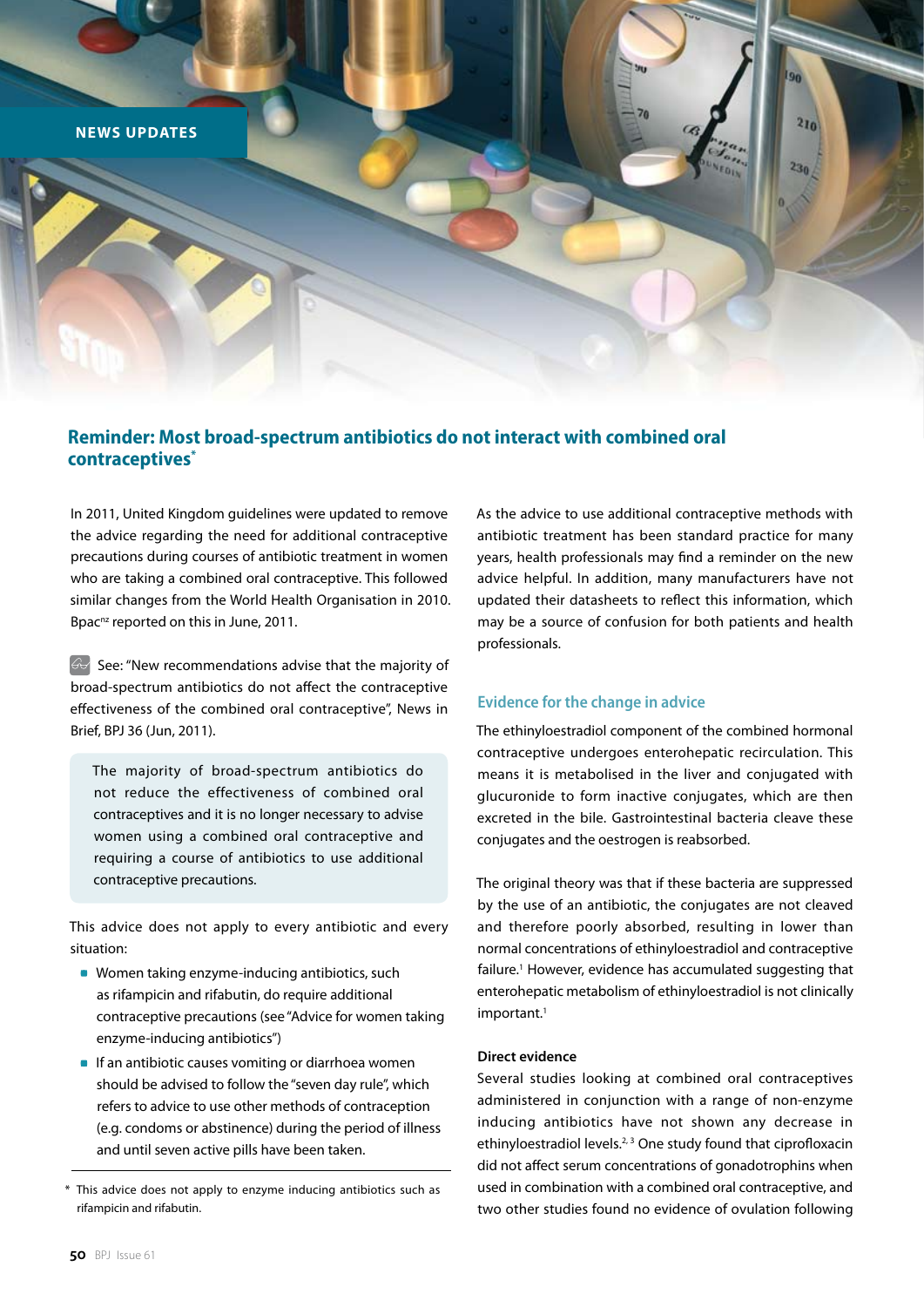NEWS UPDATES

## Reminder: Most broad-spectrum antibiotics do not interact with combined oral contraceptives*

In 2011, United Kingdom guidelines were updated to remove the advice regarding the need for additional contraceptive precautions during courses of antibiotic treatment in women who are taking a combined oral contraceptive. This followed similar changes from the World Health Organisation in 2010. Bpac[nz] reported on this in June, 2011.

See: "New recommendations advise that the majority of broad-spectrum antibiotics do not affect the contraceptive effectiveness of the combined oral contraceptive", News in Brief, BPJ 36 (Jun, 2011).

> The majority of broad-spectrum antibiotics do not reduce the effectiveness of combined oral contraceptives and it is no longer necessary to advise women using a combined oral contraceptive and requiring a course of antibiotics to use additional contraceptive precautions.

This advice does not apply to every antibiotic and every situation:

- Women taking enzyme-inducing antibiotics, such as rifampicin and rifabutin, do require additional contraceptive precautions (see "Advice for women taking enzyme-inducing antibiotics")
- If an antibiotic causes vomiting or diarrhoea women should be advised to follow the "seven day rule", which refers to advice to use other methods of contraception (e.g. condoms or abstinence) during the period of illness and until seven active pills have been taken.

As the advice to use additional contraceptive methods with antibiotic treatment has been standard practice for many years, health professionals may find a reminder on the new advice helpful. In addition, many manufacturers have not updated their datasheets to reflect this information, which may be a source of confusion for both patients and health professionals.

### Evidence for the change in advice

The ethinyloestradiol component of the combined hormonal contraceptive undergoes enterohepatic recirculation. This means it is metabolised in the liver and conjugated with glucuronide to form inactive conjugates, which are then excreted in the bile. Gastrointestinal bacteria cleave these conjugates and the oestrogen is reabsorbed.

The original theory was that if these bacteria are suppressed by the use of an antibiotic, the conjugates are not cleaved and therefore poorly absorbed, resulting in lower than normal concentrations of ethinyloestradiol and contraceptive failure.[1] However, evidence has accumulated suggesting that enterohepatic metabolism of ethinyloestradiol is not clinically important.[1]

**Direct evidence**

Several studies looking at combined oral contraceptives administered in conjunction with a range of non-enzyme inducing antibiotics have not shown any decrease in ethinyloestradiol levels.[2,3] One study found that ciprofloxacin did not affect serum concentrations of gonadotrophins when used in combination with a combined oral contraceptive, and two other studies found no evidence of ovulation following

---

\* This advice does not apply to enzyme inducing antibiotics such as rifampicin and rifabutin.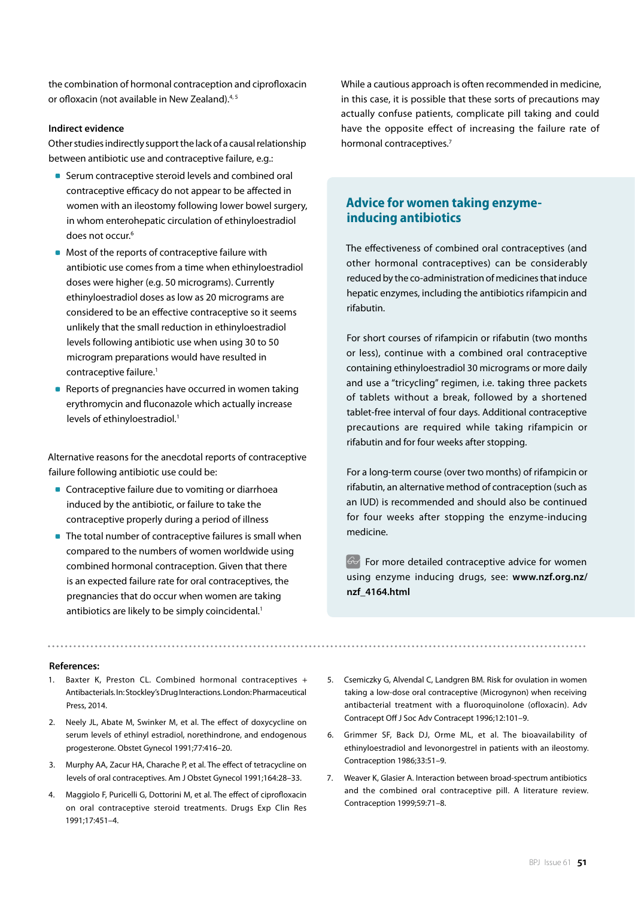the combination of hormonal contraception and ciprofloxacin or ofloxacin (not available in New Zealand).[4,5]

**Indirect evidence**

Other studies indirectly support the lack of a causal relationship between antibiotic use and contraceptive failure, e.g.:

- Serum contraceptive steroid levels and combined oral contraceptive efficacy do not appear to be affected in women with an ileostomy following lower bowel surgery, in whom enterohepatic circulation of ethinyloestradiol does not occur.[6]
- Most of the reports of contraceptive failure with antibiotic use comes from a time when ethinyloestradiol doses were higher (e.g. 50 micrograms). Currently ethinyloestradiol doses as low as 20 micrograms are considered to be an effective contraceptive so it seems unlikely that the small reduction in ethinyloestradiol levels following antibiotic use when using 30 to 50 microgram preparations would have resulted in contraceptive failure.[1]
- Reports of pregnancies have occurred in women taking erythromycin and fluconazole which actually increase levels of ethinyloestradiol.[1]

Alternative reasons for the anecdotal reports of contraceptive failure following antibiotic use could be:

- Contraceptive failure due to vomiting or diarrhoea induced by the antibiotic, or failure to take the contraceptive properly during a period of illness
- The total number of contraceptive failures is small when compared to the numbers of women worldwide using combined hormonal contraception. Given that there is an expected failure rate for oral contraceptives, the pregnancies that do occur when women are taking antibiotics are likely to be simply coincidental.[1]

While a cautious approach is often recommended in medicine, in this case, it is possible that these sorts of precautions may actually confuse patients, complicate pill taking and could have the opposite effect of increasing the failure rate of hormonal contraceptives.[7]

## Advice for women taking enzyme-inducing antibiotics

The effectiveness of combined oral contraceptives (and other hormonal contraceptives) can be considerably reduced by the co-administration of medicines that induce hepatic enzymes, including the antibiotics rifampicin and rifabutin.

For short courses of rifampicin or rifabutin (two months or less), continue with a combined oral contraceptive containing ethinyloestradiol 30 micrograms or more daily and use a "tricycling" regimen, i.e. taking three packets of tablets without a break, followed by a shortened tablet-free interval of four days. Additional contraceptive precautions are required while taking rifampicin or rifabutin and for four weeks after stopping.

For a long-term course (over two months) of rifampicin or rifabutin, an alternative method of contraception (such as an IUD) is recommended and should also be continued for four weeks after stopping the enzyme-inducing medicine.

For more detailed contraceptive advice for women using enzyme inducing drugs, see: **www.nzf.org.nz/nzf_4164.html**

**References:**

1. Baxter K, Preston CL. Combined hormonal contraceptives + Antibacterials. In: Stockley's Drug Interactions. London: Pharmaceutical Press, 2014.
2. Neely JL, Abate M, Swinker M, et al. The effect of doxycycline on serum levels of ethinyl estradiol, norethindrone, and endogenous progesterone. Obstet Gynecol 1991;77:416–20.
3. Murphy AA, Zacur HA, Charache P, et al. The effect of tetracycline on levels of oral contraceptives. Am J Obstet Gynecol 1991;164:28–33.
4. Maggiolo F, Puricelli G, Dottorini M, et al. The effect of ciprofloxacin on oral contraceptive steroid treatments. Drugs Exp Clin Res 1991;17:451–4.
5. Csemiczky G, Alvendal C, Landgren BM. Risk for ovulation in women taking a low-dose oral contraceptive (Microgynon) when receiving antibacterial treatment with a fluoroquinolone (ofloxacin). Adv Contracept Off J Soc Adv Contracept 1996;12:101–9.
6. Grimmer SF, Back DJ, Orme ML, et al. The bioavailability of ethinyloestradiol and levonorgestrel in patients with an ileostomy. Contraception 1986;33:51–9.
7. Weaver K, Glasier A. Interaction between broad-spectrum antibiotics and the combined oral contraceptive pill. A literature review. Contraception 1999;59:71–8.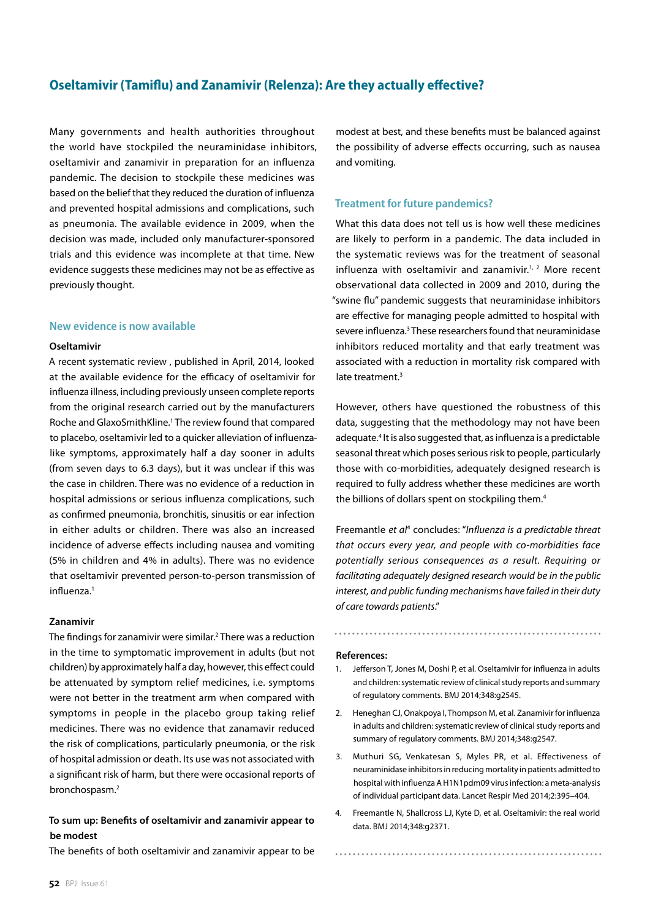## Oseltamivir (Tamiflu) and Zanamivir (Relenza): Are they actually effective?

Many governments and health authorities throughout the world have stockpiled the neuraminidase inhibitors, oseltamivir and zanamivir in preparation for an influenza pandemic. The decision to stockpile these medicines was based on the belief that they reduced the duration of influenza and prevented hospital admissions and complications, such as pneumonia. The available evidence in 2009, when the decision was made, included only manufacturer-sponsored trials and this evidence was incomplete at that time. New evidence suggests these medicines may not be as effective as previously thought.

### New evidence is now available

**Oseltamivir**

A recent systematic review , published in April, 2014, looked at the available evidence for the efficacy of oseltamivir for influenza illness, including previously unseen complete reports from the original research carried out by the manufacturers Roche and GlaxoSmithKline.[1] The review found that compared to placebo, oseltamivir led to a quicker alleviation of influenza-like symptoms, approximately half a day sooner in adults (from seven days to 6.3 days), but it was unclear if this was the case in children. There was no evidence of a reduction in hospital admissions or serious influenza complications, such as confirmed pneumonia, bronchitis, sinusitis or ear infection in either adults or children. There was also an increased incidence of adverse effects including nausea and vomiting (5% in children and 4% in adults). There was no evidence that oseltamivir prevented person-to-person transmission of influenza.[1]

**Zanamivir**

The findings for zanamivir were similar.[2] There was a reduction in the time to symptomatic improvement in adults (but not children) by approximately half a day, however, this effect could be attenuated by symptom relief medicines, i.e. symptoms were not better in the treatment arm when compared with symptoms in people in the placebo group taking relief medicines. There was no evidence that zanamavir reduced the risk of complications, particularly pneumonia, or the risk of hospital admission or death. Its use was not associated with a significant risk of harm, but there were occasional reports of bronchospasm.[2]

**To sum up: Benefits of oseltamivir and zanamivir appear to be modest**

The benefits of both oseltamivir and zanamivir appear to be modest at best, and these benefits must be balanced against the possibility of adverse effects occurring, such as nausea and vomiting.

### Treatment for future pandemics?

What this data does not tell us is how well these medicines are likely to perform in a pandemic. The data included in the systematic reviews was for the treatment of seasonal influenza with oseltamivir and zanamivir.[1, 2] More recent observational data collected in 2009 and 2010, during the "swine flu" pandemic suggests that neuraminidase inhibitors are effective for managing people admitted to hospital with severe influenza.[3] These researchers found that neuraminidase inhibitors reduced mortality and that early treatment was associated with a reduction in mortality risk compared with late treatment.[3]

However, others have questioned the robustness of this data, suggesting that the methodology may not have been adequate.[4] It is also suggested that, as influenza is a predictable seasonal threat which poses serious risk to people, particularly those with co-morbidities, adequately designed research is required to fully address whether these medicines are worth the billions of dollars spent on stockpiling them.[4]

Freemantle *et al*[4] concludes: "*Influenza is a predictable threat that occurs every year, and people with co-morbidities face potentially serious consequences as a result. Requiring or facilitating adequately designed research would be in the public interest, and public funding mechanisms have failed in their duty of care towards patients.*"

**References:**

1. Jefferson T, Jones M, Doshi P, et al. Oseltamivir for influenza in adults and children: systematic review of clinical study reports and summary of regulatory comments. BMJ 2014;348:g2545.
2. Heneghan CJ, Onakpoya I, Thompson M, et al. Zanamivir for influenza in adults and children: systematic review of clinical study reports and summary of regulatory comments. BMJ 2014;348:g2547.
3. Muthuri SG, Venkatesan S, Myles PR, et al. Effectiveness of neuraminidase inhibitors in reducing mortality in patients admitted to hospital with influenza A H1N1pdm09 virus infection: a meta-analysis of individual participant data. Lancet Respir Med 2014;2:395–404.
4. Freemantle N, Shallcross LJ, Kyte D, et al. Oseltamivir: the real world data. BMJ 2014;348:g2371.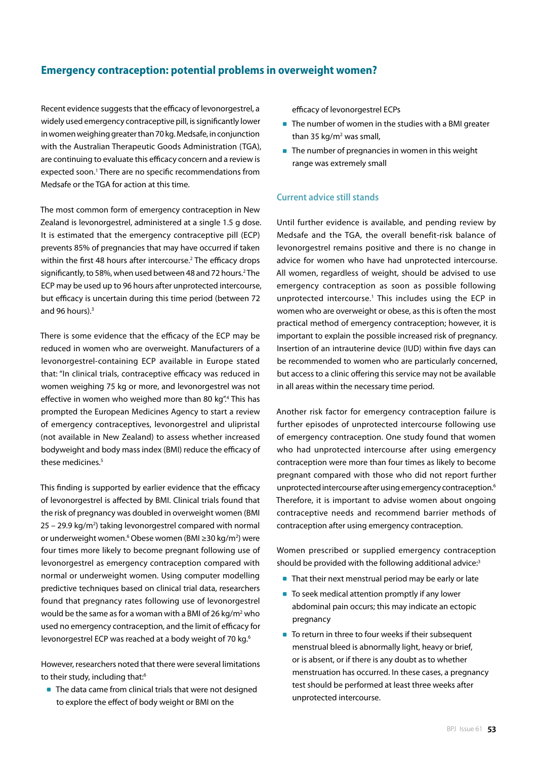## Emergency contraception: potential problems in overweight women?

Recent evidence suggests that the efficacy of levonorgestrel, a widely used emergency contraceptive pill, is significantly lower in women weighing greater than 70 kg. Medsafe, in conjunction with the Australian Therapeutic Goods Administration (TGA), are continuing to evaluate this efficacy concern and a review is expected soon.[1] There are no specific recommendations from Medsafe or the TGA for action at this time.

The most common form of emergency contraception in New Zealand is levonorgestrel, administered at a single 1.5 g dose. It is estimated that the emergency contraceptive pill (ECP) prevents 85% of pregnancies that may have occurred if taken within the first 48 hours after intercourse.[2] The efficacy drops significantly, to 58%, when used between 48 and 72 hours.[2] The ECP may be used up to 96 hours after unprotected intercourse, but efficacy is uncertain during this time period (between 72 and 96 hours).[3]

There is some evidence that the efficacy of the ECP may be reduced in women who are overweight. Manufacturers of a levonorgestrel-containing ECP available in Europe stated that: "In clinical trials, contraceptive efficacy was reduced in women weighing 75 kg or more, and levonorgestrel was not effective in women who weighed more than 80 kg".[4] This has prompted the European Medicines Agency to start a review of emergency contraceptives, levonorgestrel and ulipristal (not available in New Zealand) to assess whether increased bodyweight and body mass index (BMI) reduce the efficacy of these medicines.[5]

This finding is supported by earlier evidence that the efficacy of levonorgestrel is affected by BMI. Clinical trials found that the risk of pregnancy was doubled in overweight women (BMI 25 – 29.9 kg/m$^2$) taking levonorgestrel compared with normal or underweight women.[6] Obese women (BMI ≥30 kg/m$^2$) were four times more likely to become pregnant following use of levonorgestrel as emergency contraception compared with normal or underweight women. Using computer modelling predictive techniques based on clinical trial data, researchers found that pregnancy rates following use of levonorgestrel would be the same as for a woman with a BMI of 26 kg/m$^2$ who used no emergency contraception, and the limit of efficacy for levonorgestrel ECP was reached at a body weight of 70 kg.[6]

However, researchers noted that there were several limitations to their study, including that:[6]

- The data came from clinical trials that were not designed to explore the effect of body weight or BMI on the efficacy of levonorgestrel ECPs
- The number of women in the studies with a BMI greater than 35 kg/m$^2$ was small,
- The number of pregnancies in women in this weight range was extremely small

### Current advice still stands

Until further evidence is available, and pending review by Medsafe and the TGA, the overall benefit-risk balance of levonorgestrel remains positive and there is no change in advice for women who have had unprotected intercourse. All women, regardless of weight, should be advised to use emergency contraception as soon as possible following unprotected intercourse.[1] This includes using the ECP in women who are overweight or obese, as this is often the most practical method of emergency contraception; however, it is important to explain the possible increased risk of pregnancy. Insertion of an intrauterine device (IUD) within five days can be recommended to women who are particularly concerned, but access to a clinic offering this service may not be available in all areas within the necessary time period.

Another risk factor for emergency contraception failure is further episodes of unprotected intercourse following use of emergency contraception. One study found that women who had unprotected intercourse after using emergency contraception were more than four times as likely to become pregnant compared with those who did not report further unprotected intercourse after using emergency contraception.[6] Therefore, it is important to advise women about ongoing contraceptive needs and recommend barrier methods of contraception after using emergency contraception.

Women prescribed or supplied emergency contraception should be provided with the following additional advice:[3]

- That their next menstrual period may be early or late
- To seek medical attention promptly if any lower abdominal pain occurs; this may indicate an ectopic pregnancy
- To return in three to four weeks if their subsequent menstrual bleed is abnormally light, heavy or brief, or is absent, or if there is any doubt as to whether menstruation has occurred. In these cases, a pregnancy test should be performed at least three weeks after unprotected intercourse.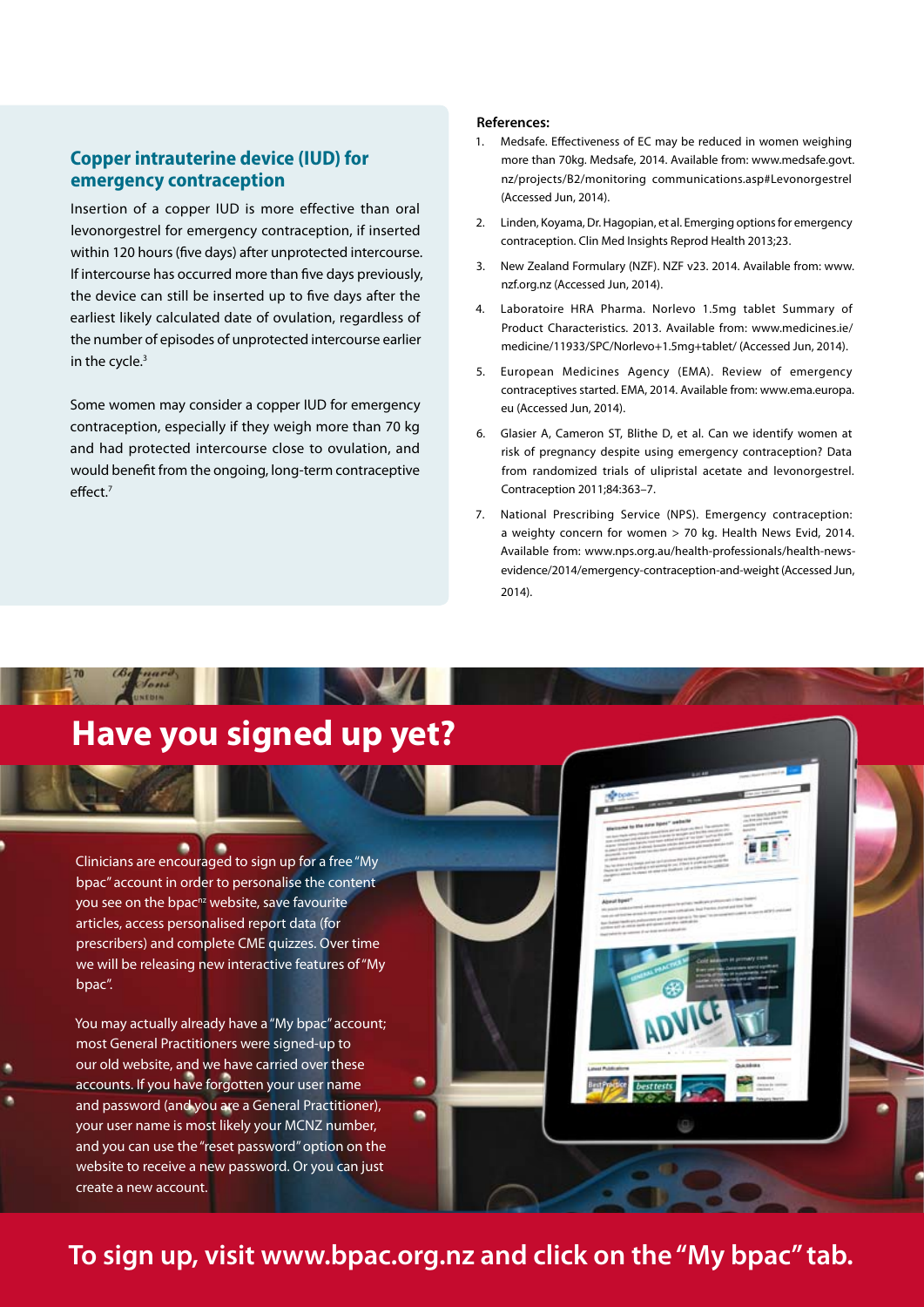## Copper intrauterine device (IUD) for emergency contraception

Insertion of a copper IUD is more effective than oral levonorgestrel for emergency contraception, if inserted within 120 hours (five days) after unprotected intercourse. If intercourse has occurred more than five days previously, the device can still be inserted up to five days after the earliest likely calculated date of ovulation, regardless of the number of episodes of unprotected intercourse earlier in the cycle.[3]

Some women may consider a copper IUD for emergency contraception, especially if they weigh more than 70 kg and had protected intercourse close to ovulation, and would benefit from the ongoing, long-term contraceptive effect.[7]

**References:**

1. Medsafe. Effectiveness of EC may be reduced in women weighing more than 70kg. Medsafe, 2014. Available from: www.medsafe.govt.nz/projects/B2/monitoring communications.asp#Levonorgestrel (Accessed Jun, 2014).
2. Linden, Koyama, Dr. Hagopian, et al. Emerging options for emergency contraception. Clin Med Insights Reprod Health 2013;23.
3. New Zealand Formulary (NZF). NZF v23. 2014. Available from: www.nzf.org.nz (Accessed Jun, 2014).
4. Laboratoire HRA Pharma. Norlevo 1.5mg tablet Summary of Product Characteristics. 2013. Available from: www.medicines.ie/medicine/11933/SPC/Norlevo+1.5mg+tablet/ (Accessed Jun, 2014).
5. European Medicines Agency (EMA). Review of emergency contraceptives started. EMA, 2014. Available from: www.ema.europa.eu (Accessed Jun, 2014).
6. Glasier A, Cameron ST, Blithe D, et al. Can we identify women at risk of pregnancy despite using emergency contraception? Data from randomized trials of ulipristal acetate and levonorgestrel. Contraception 2011;84:363–7.
7. National Prescribing Service (NPS). Emergency contraception: a weighty concern for women > 70 kg. Health News Evid, 2014. Available from: www.nps.org.au/health-professionals/health-news-evidence/2014/emergency-contraception-and-weight (Accessed Jun, 2014).

# Have you signed up yet?

Clinicians are encouraged to sign up for a free "My bpac" account in order to personalise the content you see on the bpac[nz] website, save favourite articles, access personalised report data (for prescribers) and complete CME quizzes. Over time we will be releasing new interactive features of "My bpac".

You may actually already have a "My bpac" account; most General Practitioners were signed-up to our old website, and we have carried over these accounts. If you have forgotten your user name and password (and you are a General Practitioner), your user name is most likely your MCNZ number, and you can use the "reset password" option on the website to receive a new password. Or you can just create a new account.

**To sign up, visit www.bpac.org.nz and click on the "My bpac" tab.**